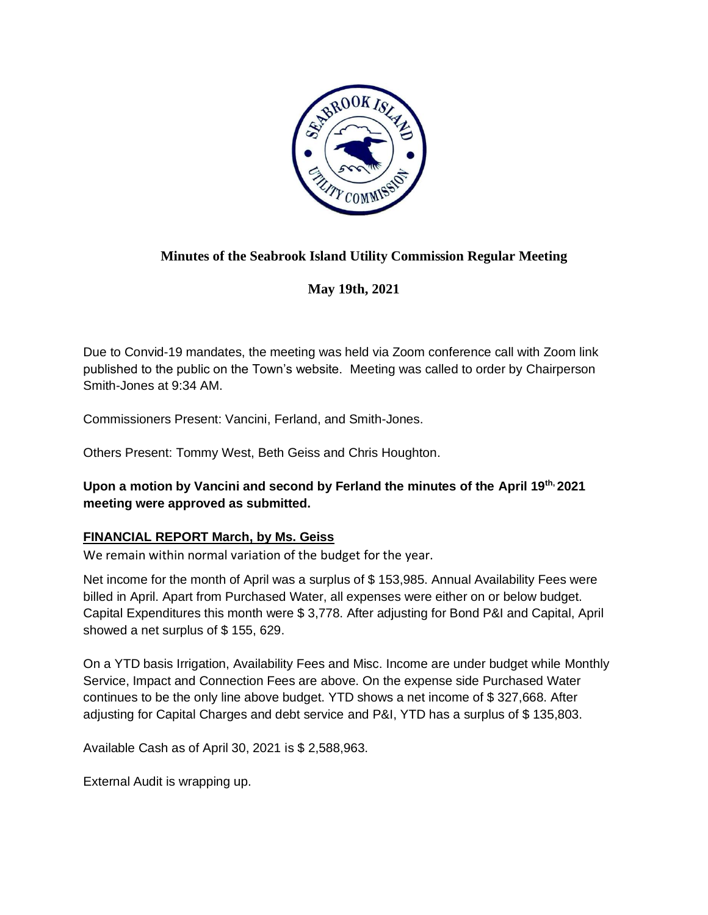## Minutes of the Seabrook Island Utility Commission Regular Meeting

**May 19th, 2021**

Due to Convid-19 mandates, the meeting was held via Zoom conference call with Zoom link published to the public on the Town's website. Meeting was called to order by Chairperson Smith-Jones at 9:34 AM.

Commissioners Present: Vancini, Ferland, and Smith-Jones.

Others Present: Tommy West, Beth Geiss and Chris Houghton.

**Upon a motion by Vancini and second by Ferland the minutes of the April 19th, 2021 meeting were approved as submitted.**

### FINANCIAL REPORT March, by Ms. Geiss

We remain within normal variation of the budget for the year.

Net income for the month of April was a surplus of $ 153,985. Annual Availability Fees were billed in April. Apart from Purchased Water, all expenses were either on or below budget. Capital Expenditures this month were $ 3,778. After adjusting for Bond P&I and Capital, April showed a net surplus of $ 155, 629.

On a YTD basis Irrigation, Availability Fees and Misc. Income are under budget while Monthly Service, Impact and Connection Fees are above. On the expense side Purchased Water continues to be the only line above budget. YTD shows a net income of $ 327,668. After adjusting for Capital Charges and debt service and P&I, YTD has a surplus of $ 135,803.

Available Cash as of April 30, 2021 is $ 2,588,963.

External Audit is wrapping up.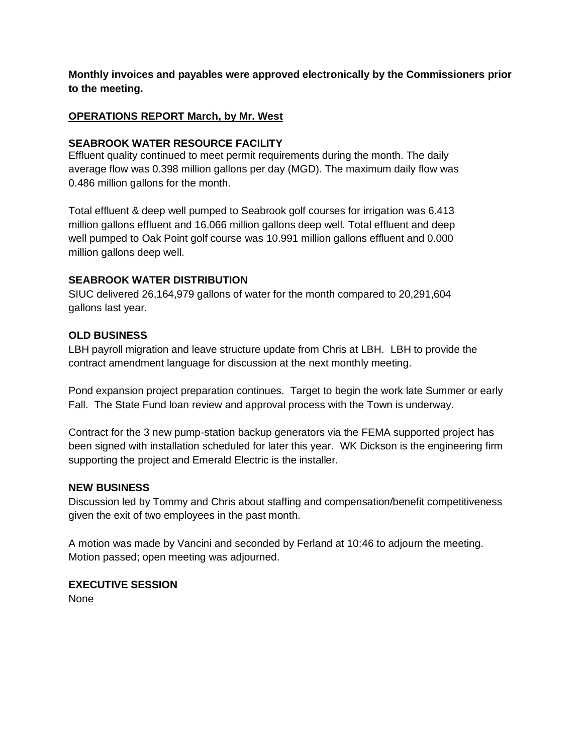**Monthly invoices and payables were approved electronically by the Commissioners prior to the meeting.**

## **<u>OPERATIONS REPORT March, by Mr. West</u>**

### **SEABROOK WATER RESOURCE FACILITY**

Effluent quality continued to meet permit requirements during the month. The daily average flow was 0.398 million gallons per day (MGD). The maximum daily flow was 0.486 million gallons for the month.

Total effluent & deep well pumped to Seabrook golf courses for irrigation was 6.413 million gallons effluent and 16.066 million gallons deep well. Total effluent and deep well pumped to Oak Point golf course was 10.991 million gallons effluent and 0.000 million gallons deep well.

### **SEABROOK WATER DISTRIBUTION**

SIUC delivered 26,164,979 gallons of water for the month compared to 20,291,604 gallons last year.

### **OLD BUSINESS**

LBH payroll migration and leave structure update from Chris at LBH. LBH to provide the contract amendment language for discussion at the next monthly meeting.

Pond expansion project preparation continues. Target to begin the work late Summer or early Fall. The State Fund loan review and approval process with the Town is underway.

Contract for the 3 new pump-station backup generators via the FEMA supported project has been signed with installation scheduled for later this year. WK Dickson is the engineering firm supporting the project and Emerald Electric is the installer.

### **NEW BUSINESS**

Discussion led by Tommy and Chris about staffing and compensation/benefit competitiveness given the exit of two employees in the past month.

A motion was made by Vancini and seconded by Ferland at 10:46 to adjourn the meeting. Motion passed; open meeting was adjourned.

### **EXECUTIVE SESSION**

None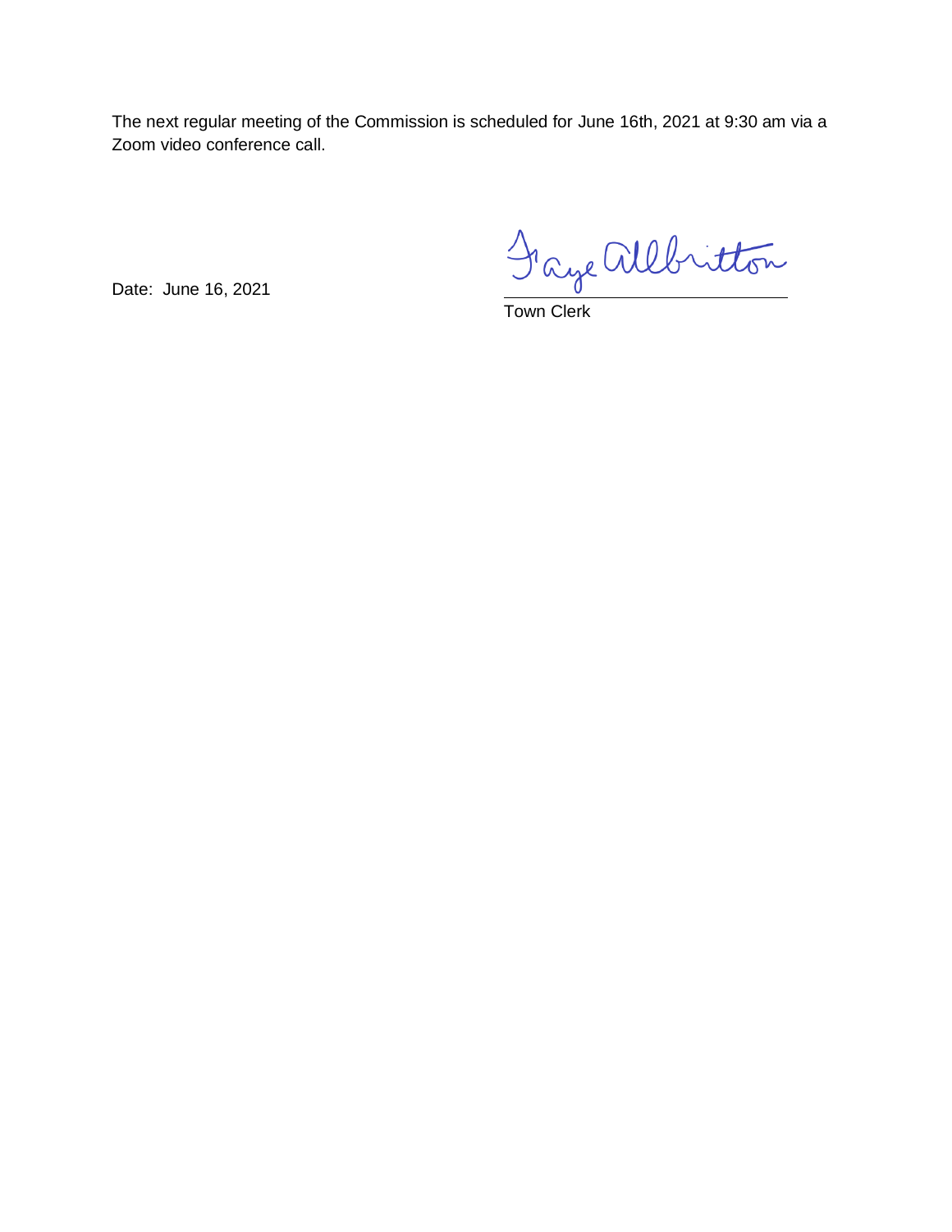The next regular meeting of the Commission is scheduled for June 16th, 2021 at 9:30 am via a Zoom video conference call.

Date: June 16, 2021

Faye Allbritton

Town Clerk